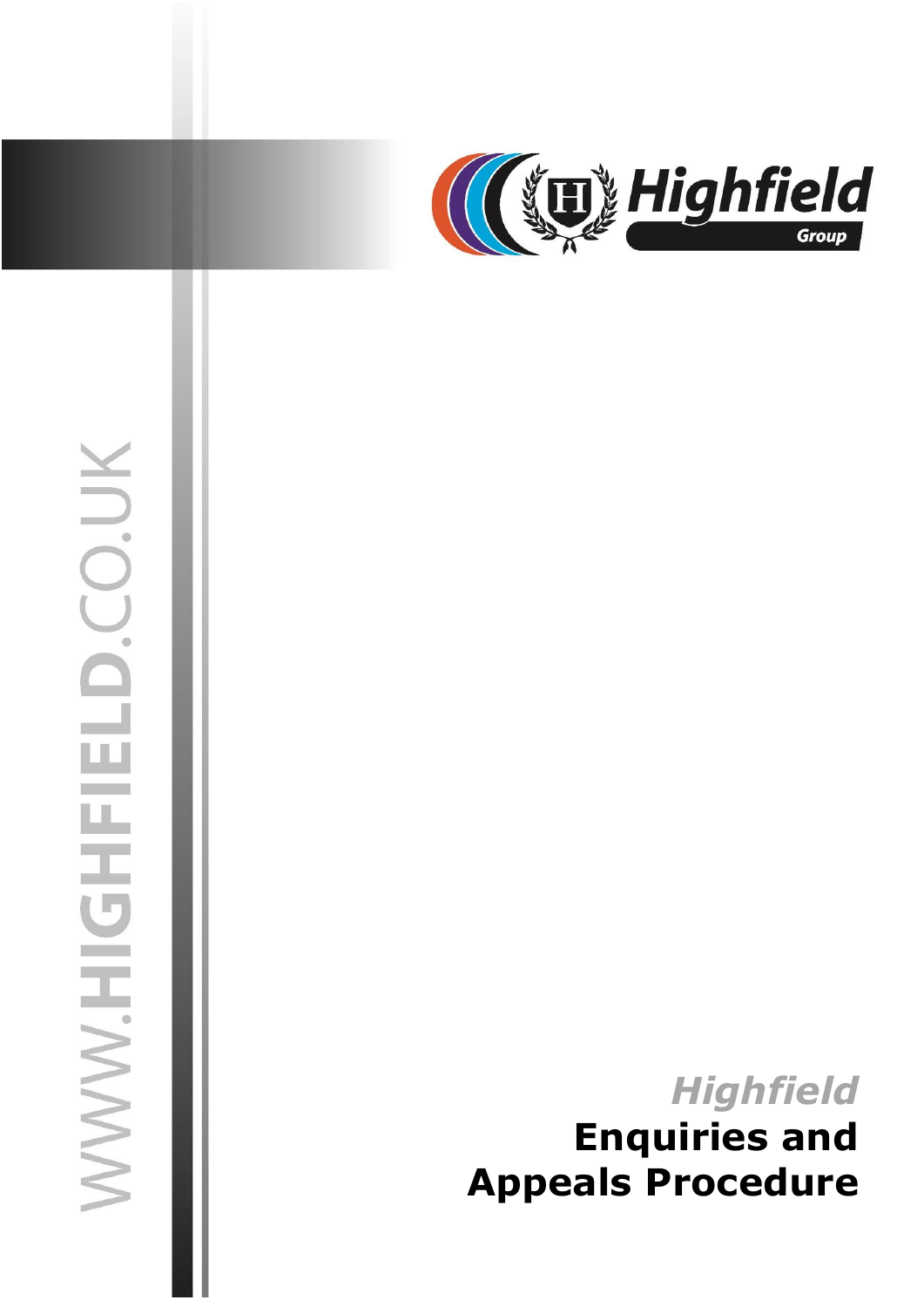WWW.HIGHFIELD.CO.UK

Highfield Group

# *Highfield* Enquiries and Appeals Procedure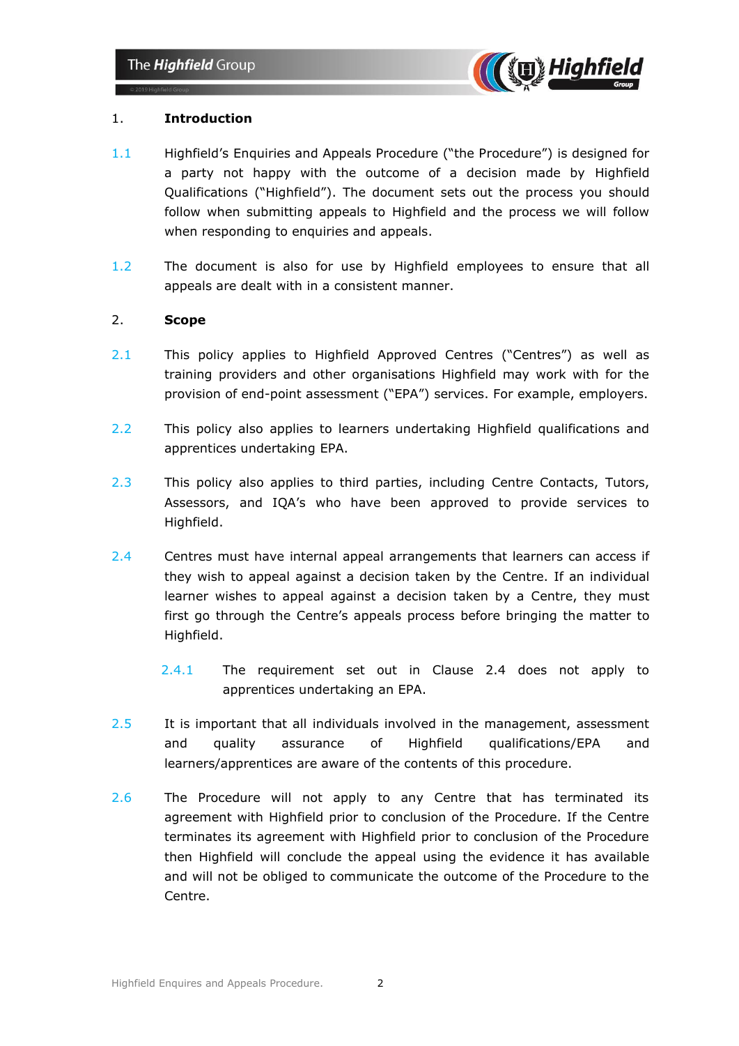## 1. Introduction

1.1 Highfield's Enquiries and Appeals Procedure ("the Procedure") is designed for a party not happy with the outcome of a decision made by Highfield Qualifications ("Highfield"). The document sets out the process you should follow when submitting appeals to Highfield and the process we will follow when responding to enquiries and appeals.

1.2 The document is also for use by Highfield employees to ensure that all appeals are dealt with in a consistent manner.

## 2. Scope

2.1 This policy applies to Highfield Approved Centres ("Centres") as well as training providers and other organisations Highfield may work with for the provision of end-point assessment ("EPA") services. For example, employers.

2.2 This policy also applies to learners undertaking Highfield qualifications and apprentices undertaking EPA.

2.3 This policy also applies to third parties, including Centre Contacts, Tutors, Assessors, and IQA's who have been approved to provide services to Highfield.

2.4 Centres must have internal appeal arrangements that learners can access if they wish to appeal against a decision taken by the Centre. If an individual learner wishes to appeal against a decision taken by a Centre, they must first go through the Centre's appeals process before bringing the matter to Highfield.

2.4.1 The requirement set out in Clause 2.4 does not apply to apprentices undertaking an EPA.

2.5 It is important that all individuals involved in the management, assessment and quality assurance of Highfield qualifications/EPA and learners/apprentices are aware of the contents of this procedure.

2.6 The Procedure will not apply to any Centre that has terminated its agreement with Highfield prior to conclusion of the Procedure. If the Centre terminates its agreement with Highfield prior to conclusion of the Procedure then Highfield will conclude the appeal using the evidence it has available and will not be obliged to communicate the outcome of the Procedure to the Centre.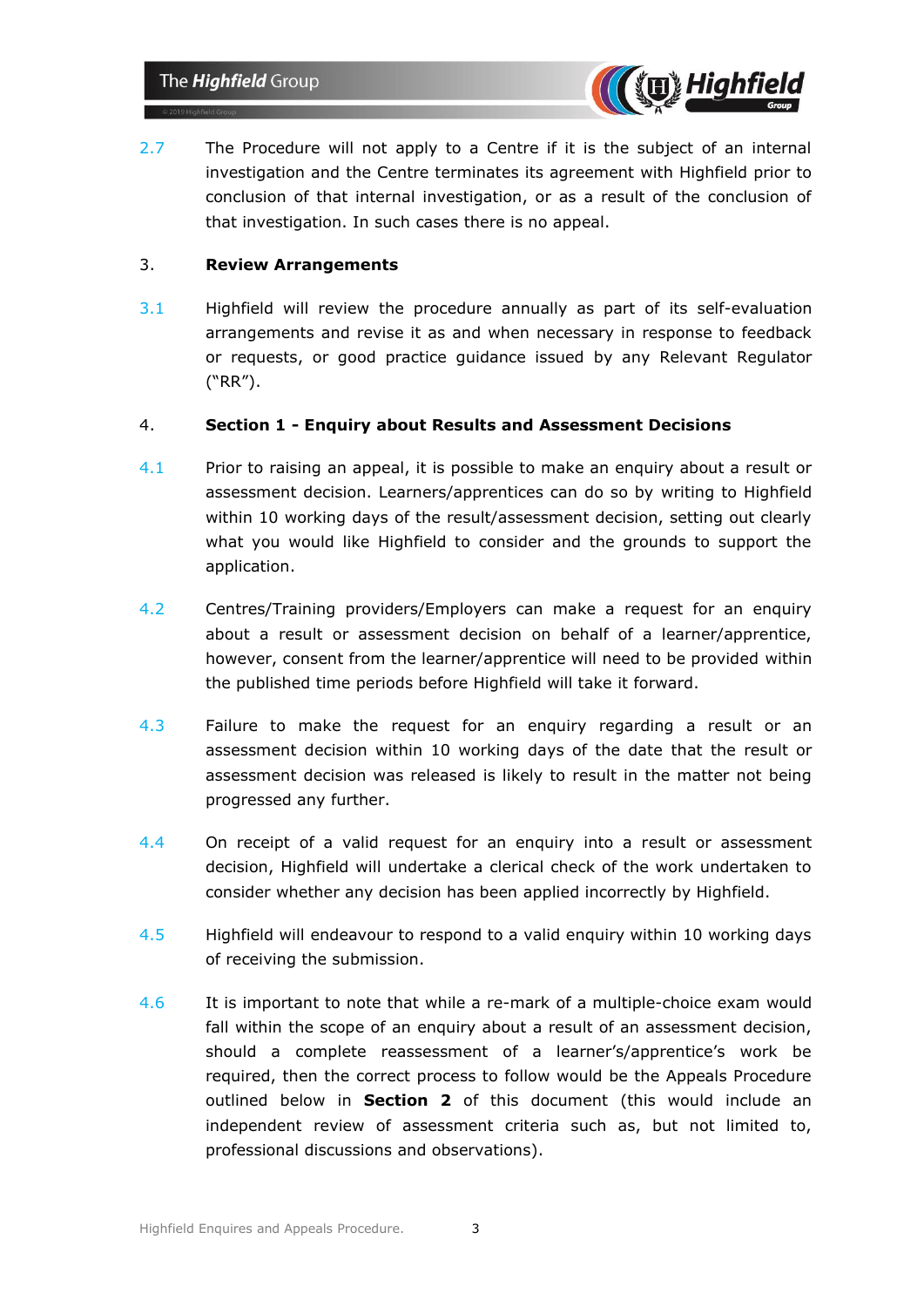2.7 The Procedure will not apply to a Centre if it is the subject of an internal investigation and the Centre terminates its agreement with Highfield prior to conclusion of that internal investigation, or as a result of the conclusion of that investigation. In such cases there is no appeal.

## 3. Review Arrangements

3.1 Highfield will review the procedure annually as part of its self-evaluation arrangements and revise it as and when necessary in response to feedback or requests, or good practice guidance issued by any Relevant Regulator ("RR").

## 4. Section 1 - Enquiry about Results and Assessment Decisions

4.1 Prior to raising an appeal, it is possible to make an enquiry about a result or assessment decision. Learners/apprentices can do so by writing to Highfield within 10 working days of the result/assessment decision, setting out clearly what you would like Highfield to consider and the grounds to support the application.

4.2 Centres/Training providers/Employers can make a request for an enquiry about a result or assessment decision on behalf of a learner/apprentice, however, consent from the learner/apprentice will need to be provided within the published time periods before Highfield will take it forward.

4.3 Failure to make the request for an enquiry regarding a result or an assessment decision within 10 working days of the date that the result or assessment decision was released is likely to result in the matter not being progressed any further.

4.4 On receipt of a valid request for an enquiry into a result or assessment decision, Highfield will undertake a clerical check of the work undertaken to consider whether any decision has been applied incorrectly by Highfield.

4.5 Highfield will endeavour to respond to a valid enquiry within 10 working days of receiving the submission.

4.6 It is important to note that while a re-mark of a multiple-choice exam would fall within the scope of an enquiry about a result of an assessment decision, should a complete reassessment of a learner's/apprentice's work be required, then the correct process to follow would be the Appeals Procedure outlined below in **Section 2** of this document (this would include an independent review of assessment criteria such as, but not limited to, professional discussions and observations).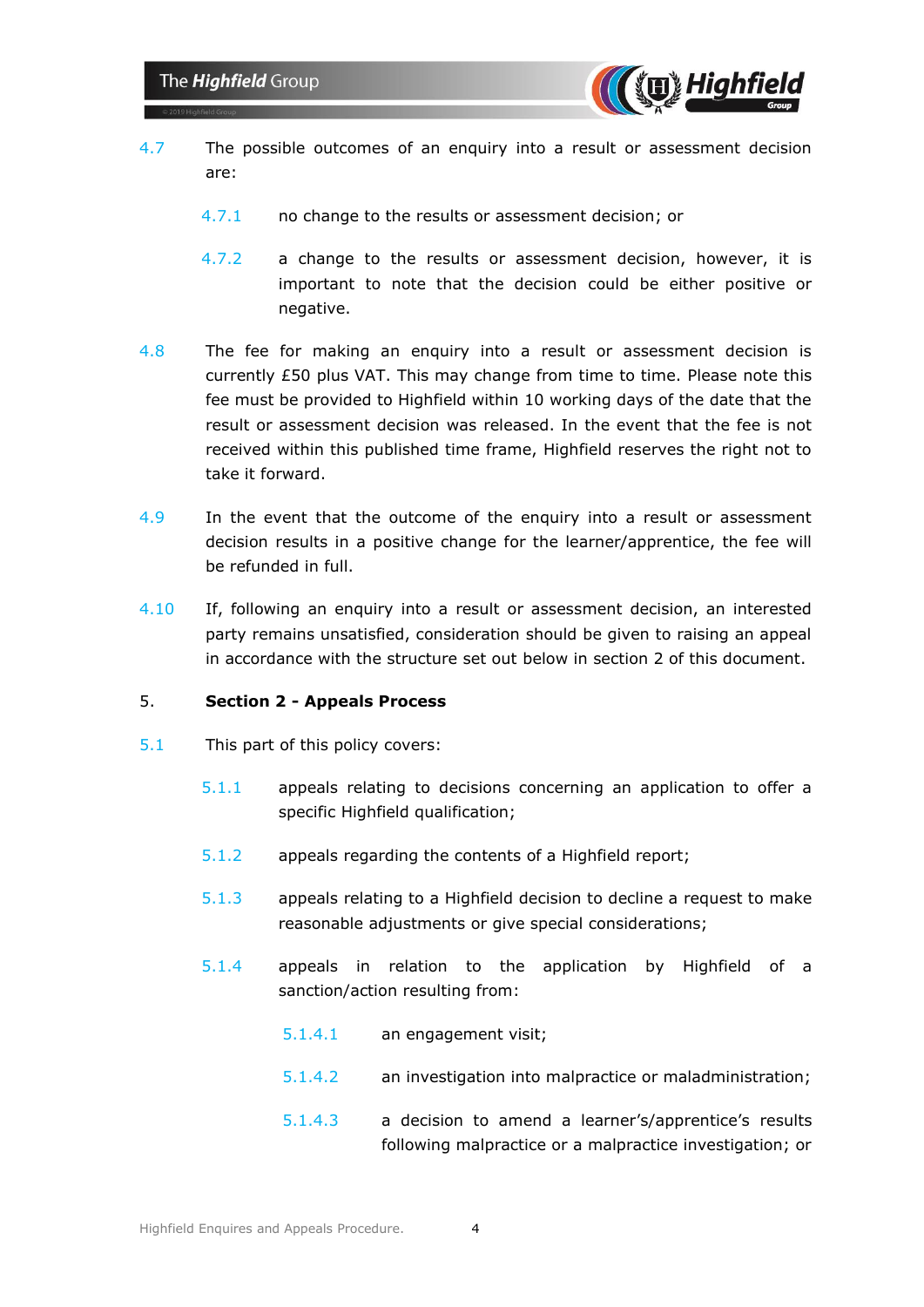4.7 The possible outcomes of an enquiry into a result or assessment decision are:

4.7.1 no change to the results or assessment decision; or

4.7.2 a change to the results or assessment decision, however, it is important to note that the decision could be either positive or negative.

4.8 The fee for making an enquiry into a result or assessment decision is currently £50 plus VAT. This may change from time to time. Please note this fee must be provided to Highfield within 10 working days of the date that the result or assessment decision was released. In the event that the fee is not received within this published time frame, Highfield reserves the right not to take it forward.

4.9 In the event that the outcome of the enquiry into a result or assessment decision results in a positive change for the learner/apprentice, the fee will be refunded in full.

4.10 If, following an enquiry into a result or assessment decision, an interested party remains unsatisfied, consideration should be given to raising an appeal in accordance with the structure set out below in section 2 of this document.

## 5. Section 2 - Appeals Process

5.1 This part of this policy covers:

5.1.1 appeals relating to decisions concerning an application to offer a specific Highfield qualification;

5.1.2 appeals regarding the contents of a Highfield report;

5.1.3 appeals relating to a Highfield decision to decline a request to make reasonable adjustments or give special considerations;

5.1.4 appeals in relation to the application by Highfield of a sanction/action resulting from:

5.1.4.1 an engagement visit;

5.1.4.2 an investigation into malpractice or maladministration;

5.1.4.3 a decision to amend a learner's/apprentice's results following malpractice or a malpractice investigation; or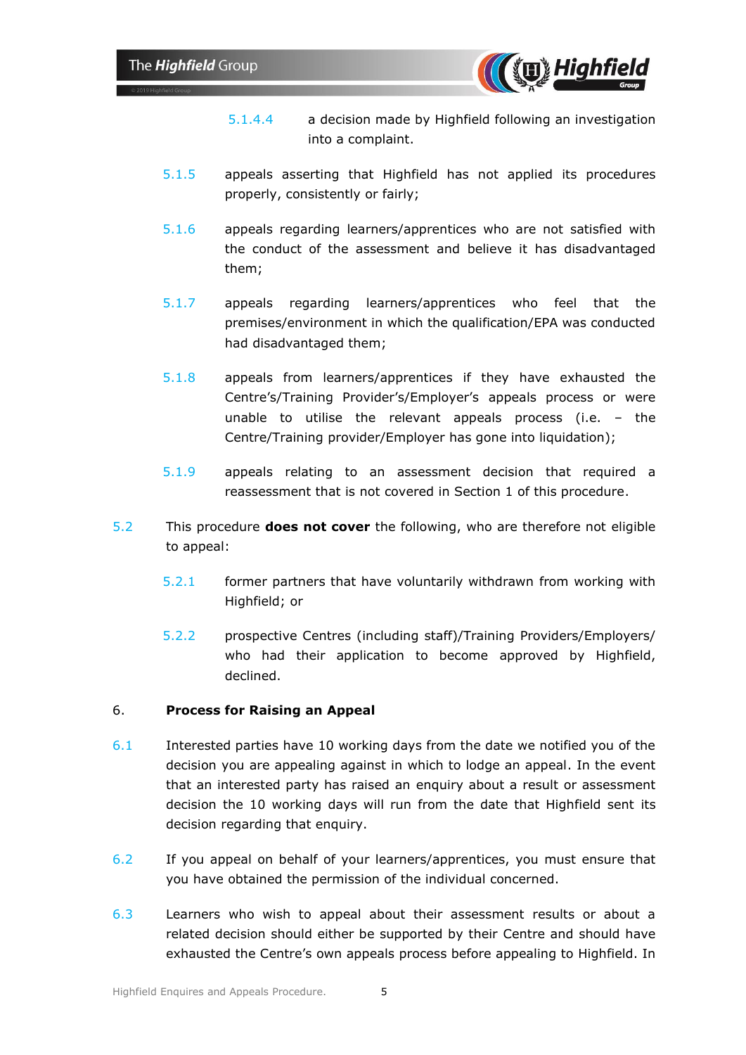5.1.4.4 a decision made by Highfield following an investigation into a complaint.

5.1.5 appeals asserting that Highfield has not applied its procedures properly, consistently or fairly;

5.1.6 appeals regarding learners/apprentices who are not satisfied with the conduct of the assessment and believe it has disadvantaged them;

5.1.7 appeals regarding learners/apprentices who feel that the premises/environment in which the qualification/EPA was conducted had disadvantaged them;

5.1.8 appeals from learners/apprentices if they have exhausted the Centre's/Training Provider's/Employer's appeals process or were unable to utilise the relevant appeals process (i.e. – the Centre/Training provider/Employer has gone into liquidation);

5.1.9 appeals relating to an assessment decision that required a reassessment that is not covered in Section 1 of this procedure.

5.2 This procedure **does not cover** the following, who are therefore not eligible to appeal:

5.2.1 former partners that have voluntarily withdrawn from working with Highfield; or

5.2.2 prospective Centres (including staff)/Training Providers/Employers/ who had their application to become approved by Highfield, declined.

## 6. Process for Raising an Appeal

6.1 Interested parties have 10 working days from the date we notified you of the decision you are appealing against in which to lodge an appeal. In the event that an interested party has raised an enquiry about a result or assessment decision the 10 working days will run from the date that Highfield sent its decision regarding that enquiry.

6.2 If you appeal on behalf of your learners/apprentices, you must ensure that you have obtained the permission of the individual concerned.

6.3 Learners who wish to appeal about their assessment results or about a related decision should either be supported by their Centre and should have exhausted the Centre's own appeals process before appealing to Highfield. In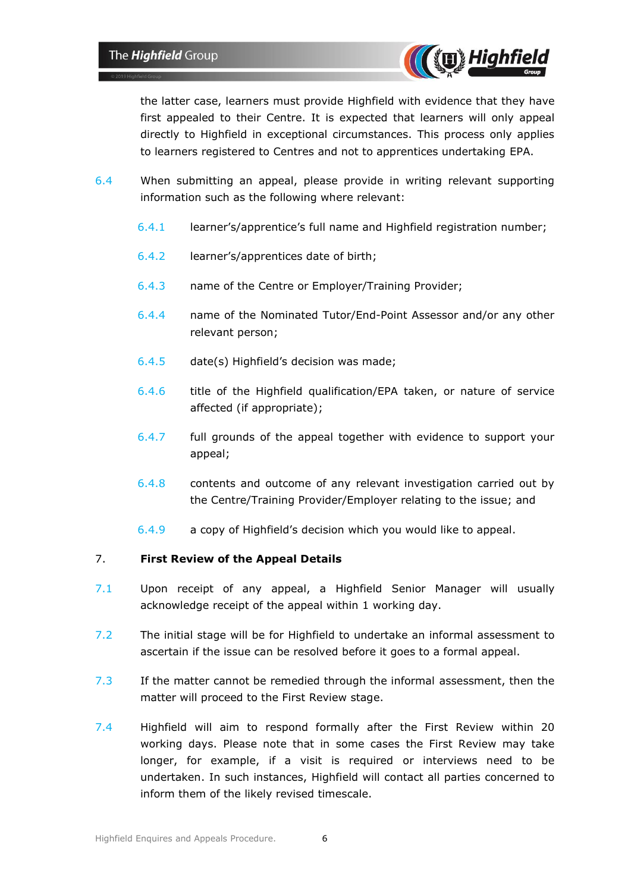the latter case, learners must provide Highfield with evidence that they have first appealed to their Centre. It is expected that learners will only appeal directly to Highfield in exceptional circumstances. This process only applies to learners registered to Centres and not to apprentices undertaking EPA.

6.4 When submitting an appeal, please provide in writing relevant supporting information such as the following where relevant:

6.4.1 learner's/apprentice's full name and Highfield registration number;

6.4.2 learner's/apprentices date of birth;

6.4.3 name of the Centre or Employer/Training Provider;

6.4.4 name of the Nominated Tutor/End-Point Assessor and/or any other relevant person;

6.4.5 date(s) Highfield's decision was made;

6.4.6 title of the Highfield qualification/EPA taken, or nature of service affected (if appropriate);

6.4.7 full grounds of the appeal together with evidence to support your appeal;

6.4.8 contents and outcome of any relevant investigation carried out by the Centre/Training Provider/Employer relating to the issue; and

6.4.9 a copy of Highfield's decision which you would like to appeal.

## 7. First Review of the Appeal Details

7.1 Upon receipt of any appeal, a Highfield Senior Manager will usually acknowledge receipt of the appeal within 1 working day.

7.2 The initial stage will be for Highfield to undertake an informal assessment to ascertain if the issue can be resolved before it goes to a formal appeal.

7.3 If the matter cannot be remedied through the informal assessment, then the matter will proceed to the First Review stage.

7.4 Highfield will aim to respond formally after the First Review within 20 working days. Please note that in some cases the First Review may take longer, for example, if a visit is required or interviews need to be undertaken. In such instances, Highfield will contact all parties concerned to inform them of the likely revised timescale.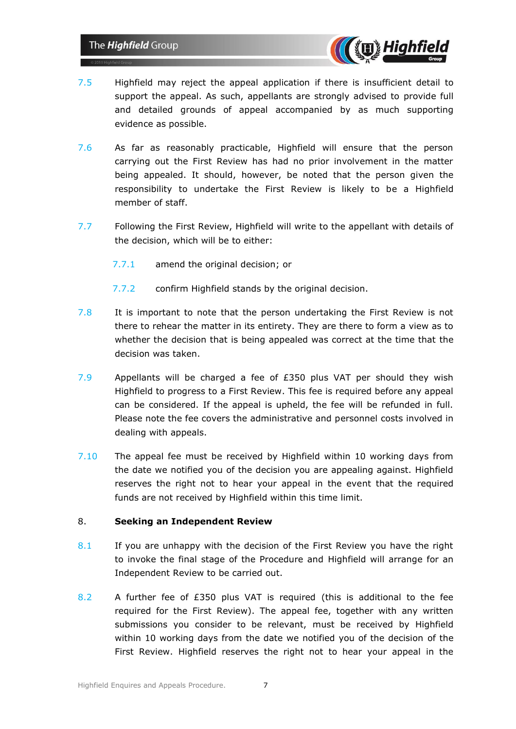7.5 Highfield may reject the appeal application if there is insufficient detail to support the appeal. As such, appellants are strongly advised to provide full and detailed grounds of appeal accompanied by as much supporting evidence as possible.

7.6 As far as reasonably practicable, Highfield will ensure that the person carrying out the First Review has had no prior involvement in the matter being appealed. It should, however, be noted that the person given the responsibility to undertake the First Review is likely to be a Highfield member of staff.

7.7 Following the First Review, Highfield will write to the appellant with details of the decision, which will be to either:

  7.7.1 amend the original decision; or

  7.7.2 confirm Highfield stands by the original decision.

7.8 It is important to note that the person undertaking the First Review is not there to rehear the matter in its entirety. They are there to form a view as to whether the decision that is being appealed was correct at the time that the decision was taken.

7.9 Appellants will be charged a fee of £350 plus VAT per should they wish Highfield to progress to a First Review. This fee is required before any appeal can be considered. If the appeal is upheld, the fee will be refunded in full. Please note the fee covers the administrative and personnel costs involved in dealing with appeals.

7.10 The appeal fee must be received by Highfield within 10 working days from the date we notified you of the decision you are appealing against. Highfield reserves the right not to hear your appeal in the event that the required funds are not received by Highfield within this time limit.

## 8. Seeking an Independent Review

8.1 If you are unhappy with the decision of the First Review you have the right to invoke the final stage of the Procedure and Highfield will arrange for an Independent Review to be carried out.

8.2 A further fee of £350 plus VAT is required (this is additional to the fee required for the First Review). The appeal fee, together with any written submissions you consider to be relevant, must be received by Highfield within 10 working days from the date we notified you of the decision of the First Review. Highfield reserves the right not to hear your appeal in the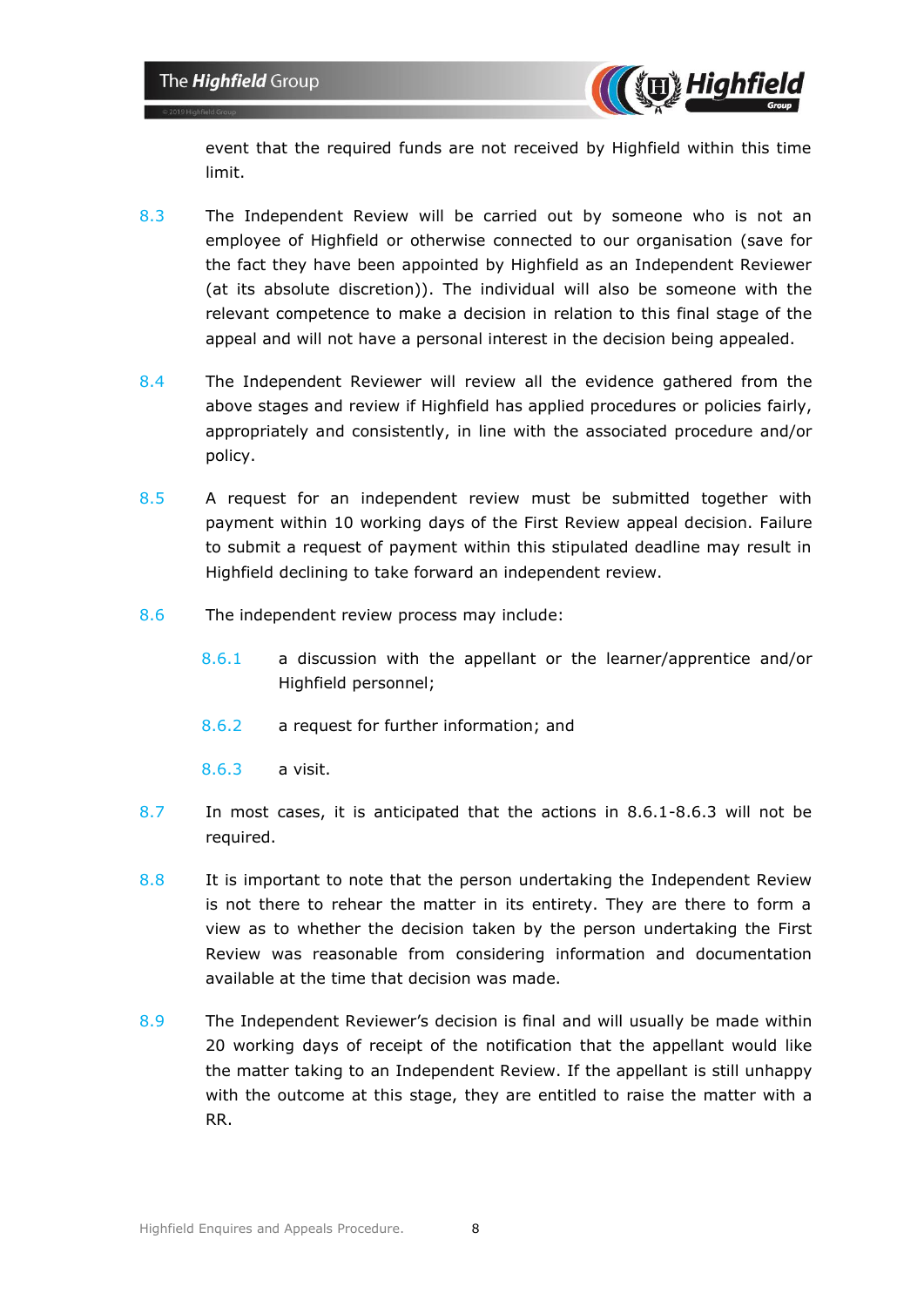event that the required funds are not received by Highfield within this time limit.

8.3 The Independent Review will be carried out by someone who is not an employee of Highfield or otherwise connected to our organisation (save for the fact they have been appointed by Highfield as an Independent Reviewer (at its absolute discretion)). The individual will also be someone with the relevant competence to make a decision in relation to this final stage of the appeal and will not have a personal interest in the decision being appealed.

8.4 The Independent Reviewer will review all the evidence gathered from the above stages and review if Highfield has applied procedures or policies fairly, appropriately and consistently, in line with the associated procedure and/or policy.

8.5 A request for an independent review must be submitted together with payment within 10 working days of the First Review appeal decision. Failure to submit a request of payment within this stipulated deadline may result in Highfield declining to take forward an independent review.

8.6 The independent review process may include:

8.6.1 a discussion with the appellant or the learner/apprentice and/or Highfield personnel;

8.6.2 a request for further information; and

8.6.3 a visit.

8.7 In most cases, it is anticipated that the actions in 8.6.1-8.6.3 will not be required.

8.8 It is important to note that the person undertaking the Independent Review is not there to rehear the matter in its entirety. They are there to form a view as to whether the decision taken by the person undertaking the First Review was reasonable from considering information and documentation available at the time that decision was made.

8.9 The Independent Reviewer's decision is final and will usually be made within 20 working days of receipt of the notification that the appellant would like the matter taking to an Independent Review. If the appellant is still unhappy with the outcome at this stage, they are entitled to raise the matter with a RR.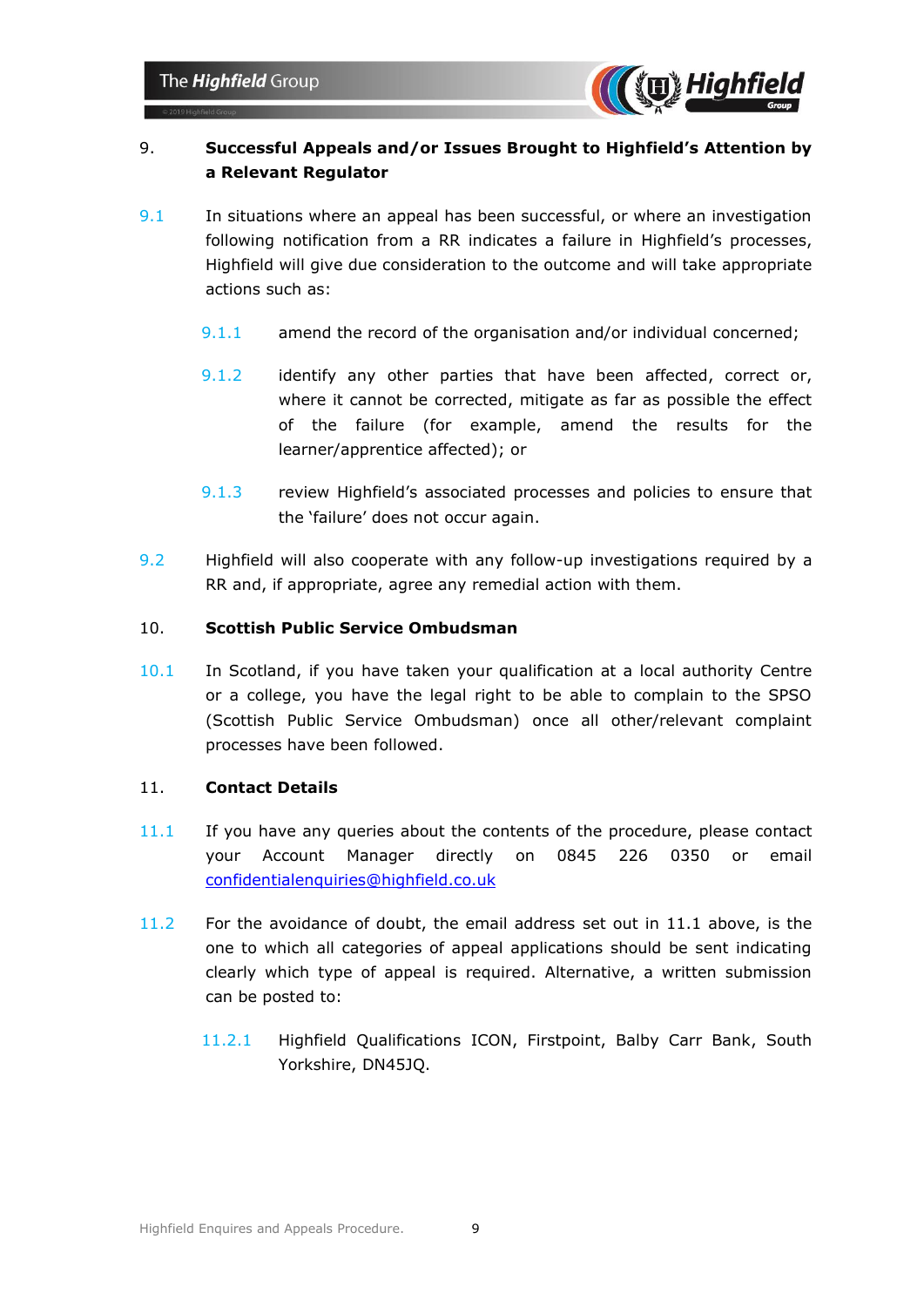## 9. Successful Appeals and/or Issues Brought to Highfield's Attention by a Relevant Regulator

9.1 In situations where an appeal has been successful, or where an investigation following notification from a RR indicates a failure in Highfield's processes, Highfield will give due consideration to the outcome and will take appropriate actions such as:

- 9.1.1 amend the record of the organisation and/or individual concerned;
- 9.1.2 identify any other parties that have been affected, correct or, where it cannot be corrected, mitigate as far as possible the effect of the failure (for example, amend the results for the learner/apprentice affected); or
- 9.1.3 review Highfield's associated processes and policies to ensure that the 'failure' does not occur again.

9.2 Highfield will also cooperate with any follow-up investigations required by a RR and, if appropriate, agree any remedial action with them.

## 10. Scottish Public Service Ombudsman

10.1 In Scotland, if you have taken your qualification at a local authority Centre or a college, you have the legal right to be able to complain to the SPSO (Scottish Public Service Ombudsman) once all other/relevant complaint processes have been followed.

## 11. Contact Details

11.1 If you have any queries about the contents of the procedure, please contact your Account Manager directly on 0845 226 0350 or email confidentialenquiries@highfield.co.uk

11.2 For the avoidance of doubt, the email address set out in 11.1 above, is the one to which all categories of appeal applications should be sent indicating clearly which type of appeal is required. Alternative, a written submission can be posted to:

- 11.2.1 Highfield Qualifications ICON, Firstpoint, Balby Carr Bank, South Yorkshire, DN45JQ.